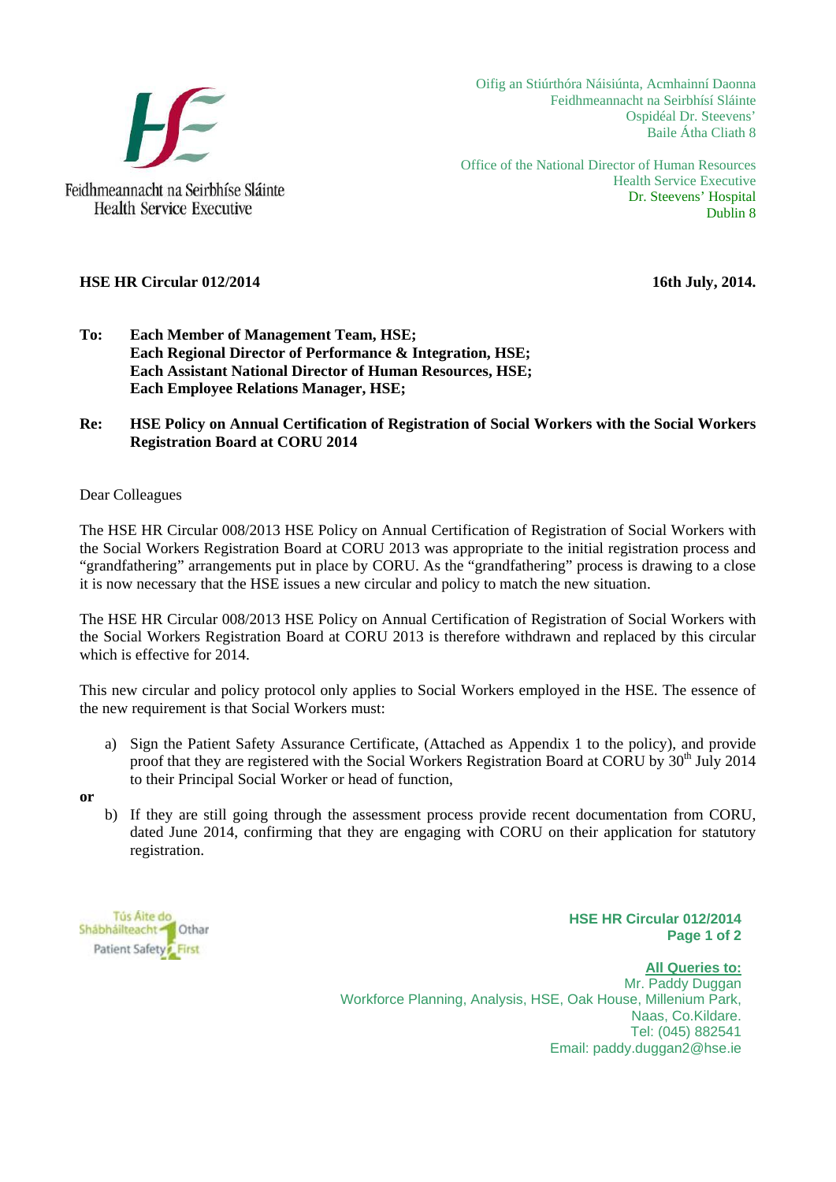Feidhmeannacht na Seirbhíse Sláinte
Health Service Executive

Oifig an Stiúrthóra Náisiúnta, Acmhainní Daonna
Feidhmeannacht na Seirbhísí Sláinte
Ospidéal Dr. Steevens'
Baile Átha Cliath 8

Office of the National Director of Human Resources
Health Service Executive
Dr. Steevens' Hospital
Dublin 8

**HSE HR Circular 012/2014** **16th July, 2014.**

**To:** **Each Member of Management Team, HSE;**
**Each Regional Director of Performance & Integration, HSE;**
**Each Assistant National Director of Human Resources, HSE;**
**Each Employee Relations Manager, HSE;**

**Re:** **HSE Policy on Annual Certification of Registration of Social Workers with the Social Workers Registration Board at CORU 2014**

Dear Colleagues

The HSE HR Circular 008/2013 HSE Policy on Annual Certification of Registration of Social Workers with the Social Workers Registration Board at CORU 2013 was appropriate to the initial registration process and "grandfathering" arrangements put in place by CORU. As the "grandfathering" process is drawing to a close it is now necessary that the HSE issues a new circular and policy to match the new situation.

The HSE HR Circular 008/2013 HSE Policy on Annual Certification of Registration of Social Workers with the Social Workers Registration Board at CORU 2013 is therefore withdrawn and replaced by this circular which is effective for 2014.

This new circular and policy protocol only applies to Social Workers employed in the HSE. The essence of the new requirement is that Social Workers must:

a) Sign the Patient Safety Assurance Certificate, (Attached as Appendix 1 to the policy), and provide proof that they are registered with the Social Workers Registration Board at CORU by 30th July 2014 to their Principal Social Worker or head of function,

**or**

b) If they are still going through the assessment process provide recent documentation from CORU, dated June 2014, confirming that they are engaging with CORU on their application for statutory registration.

Tús Áite do Shábháilteacht Othar
Patient Safety First

**HSE HR Circular 012/2014**

**All Queries to:**
Mr. Paddy Duggan
Workforce Planning, Analysis, HSE, Oak House, Millenium Park,
Naas, Co.Kildare.
Tel: (045) 882541
Email: paddy.duggan2@hse.ie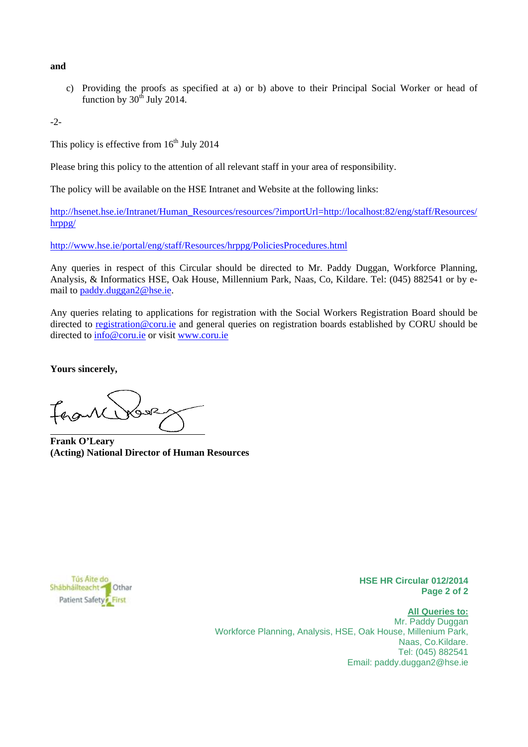**and**

c) Providing the proofs as specified at a) or b) above to their Principal Social Worker or head of function by 30th July 2014.

-2-

This policy is effective from 16th July 2014

Please bring this policy to the attention of all relevant staff in your area of responsibility.

The policy will be available on the HSE Intranet and Website at the following links:

http://hsenet.hse.ie/Intranet/Human_Resources/resources/?importUrl=http://localhost:82/eng/staff/Resources/hrppg/

http://www.hse.ie/portal/eng/staff/Resources/hrppg/PoliciesProcedures.html

Any queries in respect of this Circular should be directed to Mr. Paddy Duggan, Workforce Planning, Analysis, & Informatics HSE, Oak House, Millennium Park, Naas, Co, Kildare. Tel: (045) 882541 or by e-mail to paddy.duggan2@hse.ie.

Any queries relating to applications for registration with the Social Workers Registration Board should be directed to registration@coru.ie and general queries on registration boards established by CORU should be directed to info@coru.ie or visit www.coru.ie

**Yours sincerely,**

**Frank O'Leary**
**(Acting) National Director of Human Resources**

Tús Áite do Shábháilteacht Othar
Patient Safety First

**HSE HR Circular 012/2014**

**All Queries to:**
Mr. Paddy Duggan
Workforce Planning, Analysis, HSE, Oak House, Millenium Park,
Naas, Co.Kildare.
Tel: (045) 882541
Email: paddy.duggan2@hse.ie